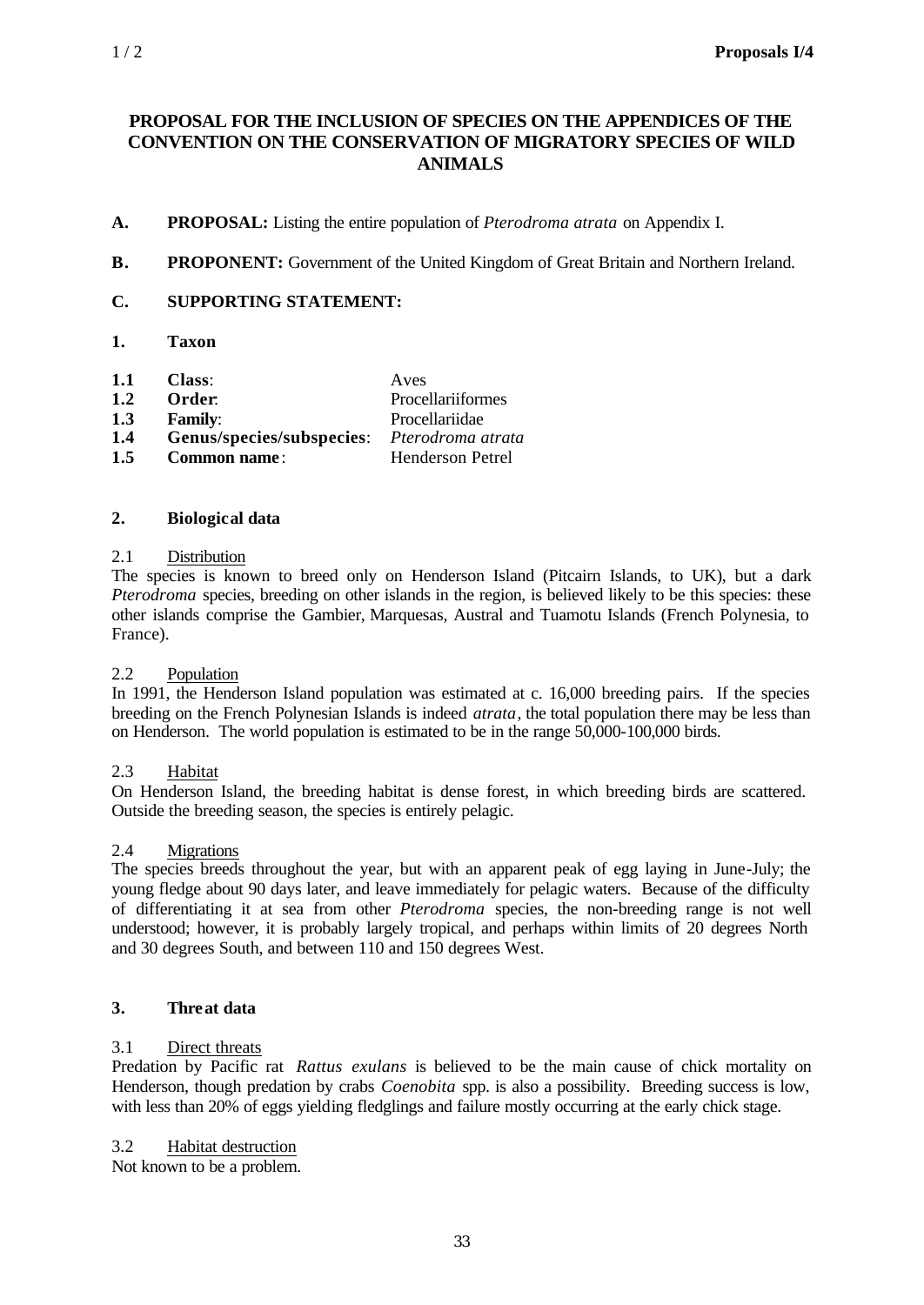# PROPOSAL FOR THE INCLUSION OF SPECIES ON THE APPENDICES OF THE CONVENTION ON THE CONSERVATION OF MIGRATORY SPECIES OF WILD ANIMALS

**A. PROPOSAL:** Listing the entire population of *Pterodroma atrata* on Appendix I.

**B. PROPONENT:** Government of the United Kingdom of Great Britain and Northern Ireland.

**C. SUPPORTING STATEMENT:**

## 1. Taxon

| | | |
|---|---|---|
| **1.1** | **Class**: | Aves |
| **1.2** | **Order**: | Procellariiformes |
| **1.3** | **Family**: | Procellariidae |
| **1.4** | **Genus/species/subspecies**: | *Pterodroma atrata* |
| **1.5** | **Common name**: | Henderson Petrel |

## 2. Biological data

### 2.1 Distribution

The species is known to breed only on Henderson Island (Pitcairn Islands, to UK), but a dark *Pterodroma* species, breeding on other islands in the region, is believed likely to be this species: these other islands comprise the Gambier, Marquesas, Austral and Tuamotu Islands (French Polynesia, to France).

### 2.2 Population

In 1991, the Henderson Island population was estimated at c. 16,000 breeding pairs. If the species breeding on the French Polynesian Islands is indeed *atrata*, the total population there may be less than on Henderson. The world population is estimated to be in the range 50,000-100,000 birds.

### 2.3 Habitat

On Henderson Island, the breeding habitat is dense forest, in which breeding birds are scattered. Outside the breeding season, the species is entirely pelagic.

### 2.4 Migrations

The species breeds throughout the year, but with an apparent peak of egg laying in June-July; the young fledge about 90 days later, and leave immediately for pelagic waters. Because of the difficulty of differentiating it at sea from other *Pterodroma* species, the non-breeding range is not well understood; however, it is probably largely tropical, and perhaps within limits of 20 degrees North and 30 degrees South, and between 110 and 150 degrees West.

## 3. Threat data

### 3.1 Direct threats

Predation by Pacific rat *Rattus exulans* is believed to be the main cause of chick mortality on Henderson, though predation by crabs *Coenobita* spp. is also a possibility. Breeding success is low, with less than 20% of eggs yielding fledglings and failure mostly occurring at the early chick stage.

### 3.2 Habitat destruction

Not known to be a problem.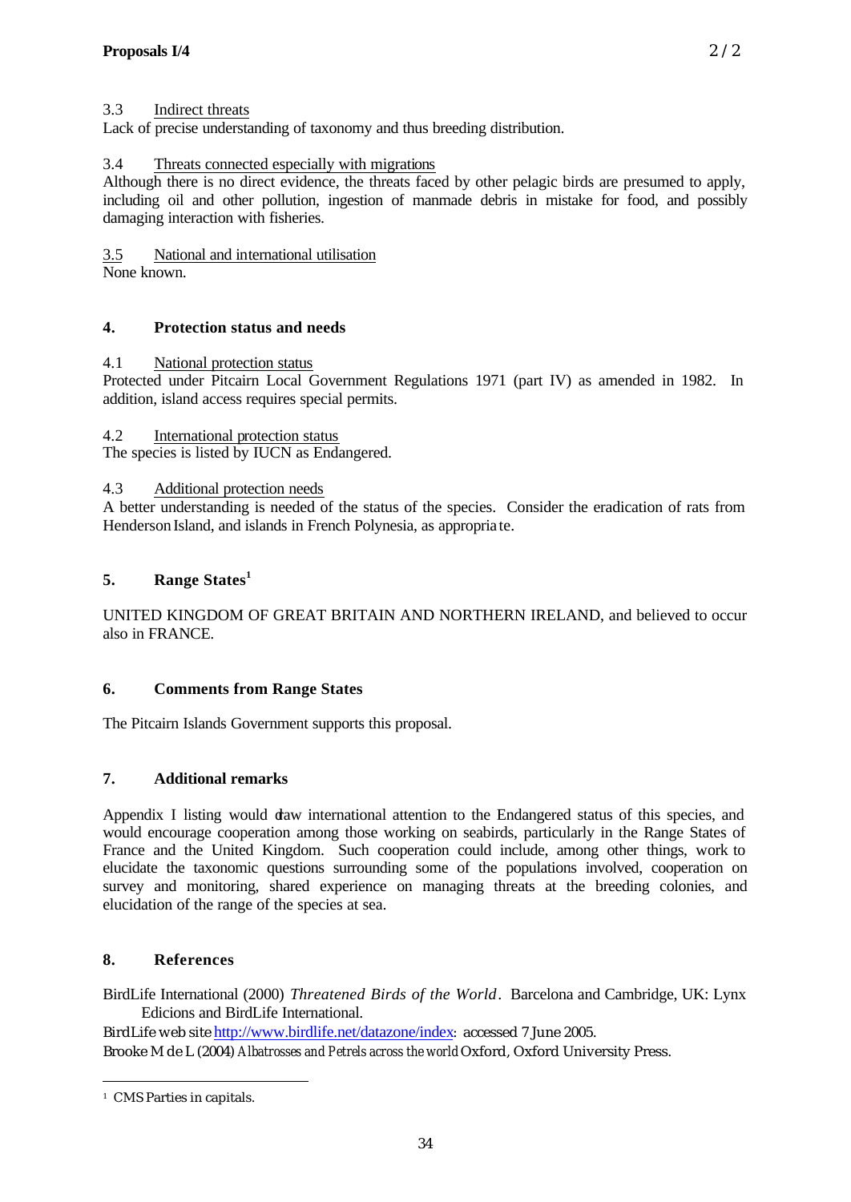3.3 Indirect threats

Lack of precise understanding of taxonomy and thus breeding distribution.

3.4 Threats connected especially with migrations

Although there is no direct evidence, the threats faced by other pelagic birds are presumed to apply, including oil and other pollution, ingestion of manmade debris in mistake for food, and possibly damaging interaction with fisheries.

3.5 National and international utilisation

None known.

## 4. Protection status and needs

4.1 National protection status

Protected under Pitcairn Local Government Regulations 1971 (part IV) as amended in 1982. In addition, island access requires special permits.

4.2 International protection status

The species is listed by IUCN as Endangered.

4.3 Additional protection needs

A better understanding is needed of the status of the species. Consider the eradication of rats from Henderson Island, and islands in French Polynesia, as appropriate.

## 5. Range States[1]

UNITED KINGDOM OF GREAT BRITAIN AND NORTHERN IRELAND, and believed to occur also in FRANCE.

## 6. Comments from Range States

The Pitcairn Islands Government supports this proposal.

## 7. Additional remarks

Appendix I listing would draw international attention to the Endangered status of this species, and would encourage cooperation among those working on seabirds, particularly in the Range States of France and the United Kingdom. Such cooperation could include, among other things, work to elucidate the taxonomic questions surrounding some of the populations involved, cooperation on survey and monitoring, shared experience on managing threats at the breeding colonies, and elucidation of the range of the species at sea.

## 8. References

BirdLife International (2000) *Threatened Birds of the World*. Barcelona and Cambridge, UK: Lynx Edicions and BirdLife International.

BirdLife web site http://www.birdlife.net/datazone/index: accessed 7 June 2005.

Brooke M de L (2004) *Albatrosses and Petrels across the world* Oxford, Oxford University Press.

---

[1] CMS Parties in capitals.